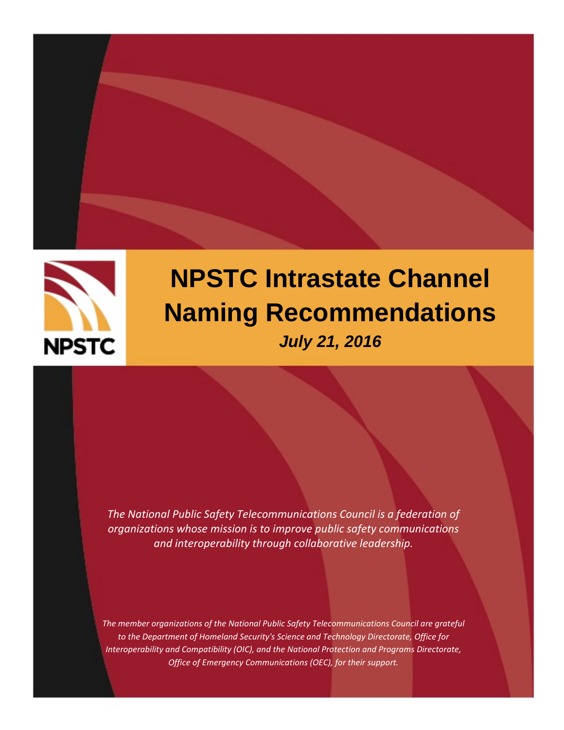NPSTC

# NPSTC Intrastate Channel Naming Recommendations

***July 21, 2016***

*The National Public Safety Telecommunications Council is a federation of organizations whose mission is to improve public safety communications and interoperability through collaborative leadership.*

*The member organizations of the National Public Safety Telecommunications Council are grateful to the Department of Homeland Security's Science and Technology Directorate, Office for Interoperability and Compatibility (OIC), and the National Protection and Programs Directorate, Office of Emergency Communications (OEC), for their support.*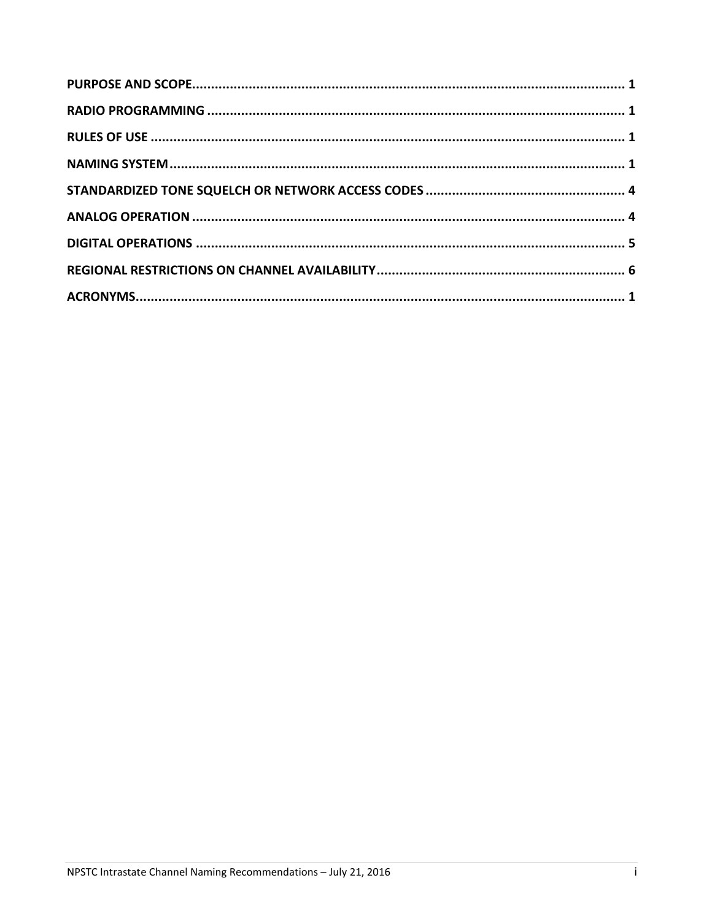**PURPOSE AND SCOPE** ............................................................................................................... 1

**RADIO PROGRAMMING** ........................................................................................................... 1

**RULES OF USE** ......................................................................................................................... 1

**NAMING SYSTEM** ..................................................................................................................... 1

**STANDARDIZED TONE SQUELCH OR NETWORK ACCESS CODES** ............................................ 4

**ANALOG OPERATION** ............................................................................................................... 4

**DIGITAL OPERATIONS** .............................................................................................................. 5

**REGIONAL RESTRICTIONS ON CHANNEL AVAILABILITY** ......................................................... 6

**ACRONYMS** ............................................................................................................................... 1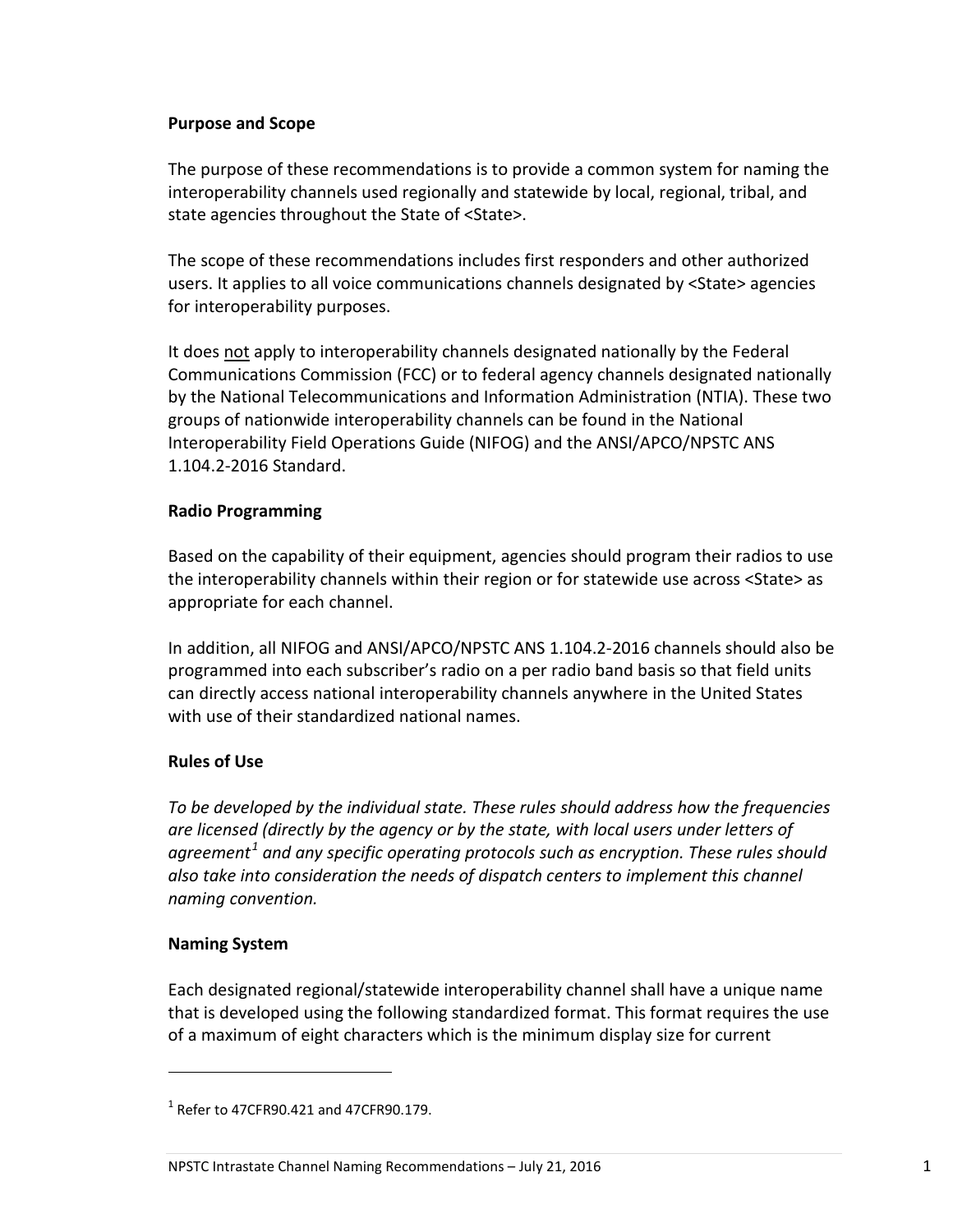## Purpose and Scope

The purpose of these recommendations is to provide a common system for naming the interoperability channels used regionally and statewide by local, regional, tribal, and state agencies throughout the State of <State>.

The scope of these recommendations includes first responders and other authorized users. It applies to all voice communications channels designated by <State> agencies for interoperability purposes.

It does <u>not</u> apply to interoperability channels designated nationally by the Federal Communications Commission (FCC) or to federal agency channels designated nationally by the National Telecommunications and Information Administration (NTIA). These two groups of nationwide interoperability channels can be found in the National Interoperability Field Operations Guide (NIFOG) and the ANSI/APCO/NPSTC ANS 1.104.2-2016 Standard.

## Radio Programming

Based on the capability of their equipment, agencies should program their radios to use the interoperability channels within their region or for statewide use across <State> as appropriate for each channel.

In addition, all NIFOG and ANSI/APCO/NPSTC ANS 1.104.2-2016 channels should also be programmed into each subscriber's radio on a per radio band basis so that field units can directly access national interoperability channels anywhere in the United States with use of their standardized national names.

## Rules of Use

*To be developed by the individual state. These rules should address how the frequencies are licensed (directly by the agency or by the state, with local users under letters of agreement*[1] *and any specific operating protocols such as encryption. These rules should also take into consideration the needs of dispatch centers to implement this channel naming convention.*

## Naming System

Each designated regional/statewide interoperability channel shall have a unique name that is developed using the following standardized format. This format requires the use of a maximum of eight characters which is the minimum display size for current

---

[1] Refer to 47CFR90.421 and 47CFR90.179.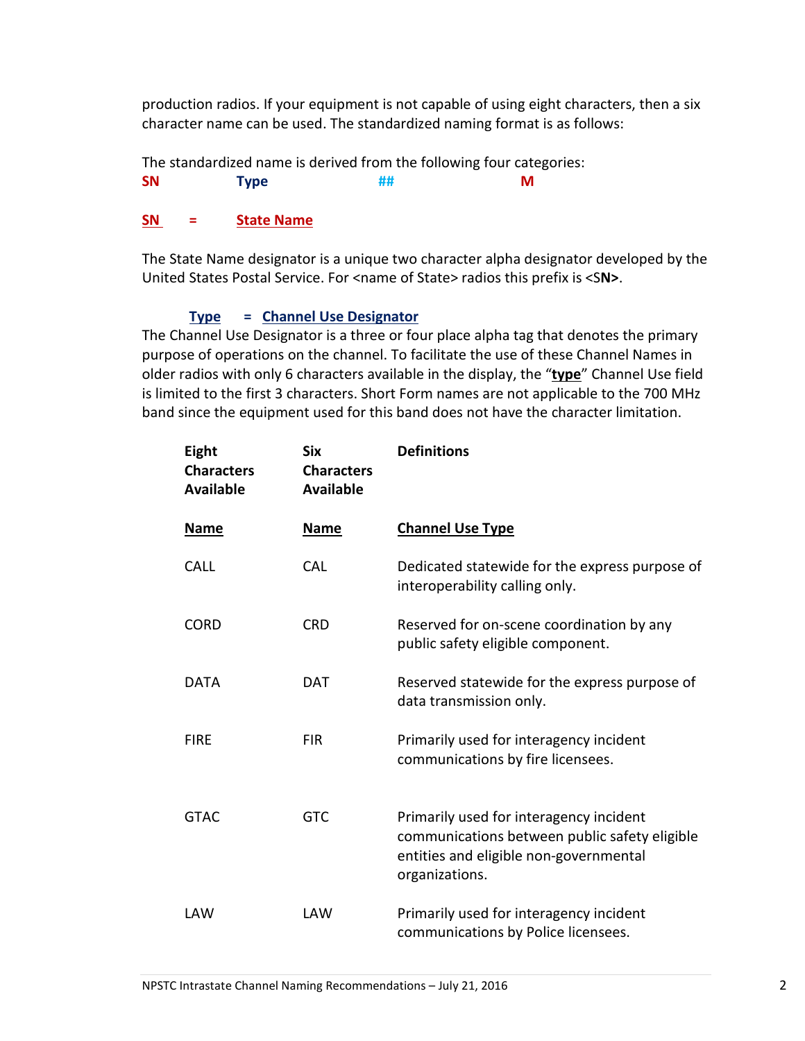production radios. If your equipment is not capable of using eight characters, then a six character name can be used. The standardized naming format is as follows:

The standardized name is derived from the following four categories:

**SN** **Type** **##** **M**

**SN = State Name**

The State Name designator is a unique two character alpha designator developed by the United States Postal Service. For <name of State> radios this prefix is <S**N>**.

**Type = Channel Use Designator**

The Channel Use Designator is a three or four place alpha tag that denotes the primary purpose of operations on the channel. To facilitate the use of these Channel Names in older radios with only 6 characters available in the display, the "**type**" Channel Use field is limited to the first 3 characters. Short Form names are not applicable to the 700 MHz band since the equipment used for this band does not have the character limitation.

| **Eight Characters Available** | **Six Characters Available** | **Definitions** |
|---|---|---|
| **Name** | **Name** | **Channel Use Type** |
| CALL | CAL | Dedicated statewide for the express purpose of interoperability calling only. |
| CORD | CRD | Reserved for on-scene coordination by any public safety eligible component. |
| DATA | DAT | Reserved statewide for the express purpose of data transmission only. |
| FIRE | FIR | Primarily used for interagency incident communications by fire licensees. |
| GTAC | GTC | Primarily used for interagency incident communications between public safety eligible entities and eligible non-governmental organizations. |
| LAW | LAW | Primarily used for interagency incident communications by Police licensees. |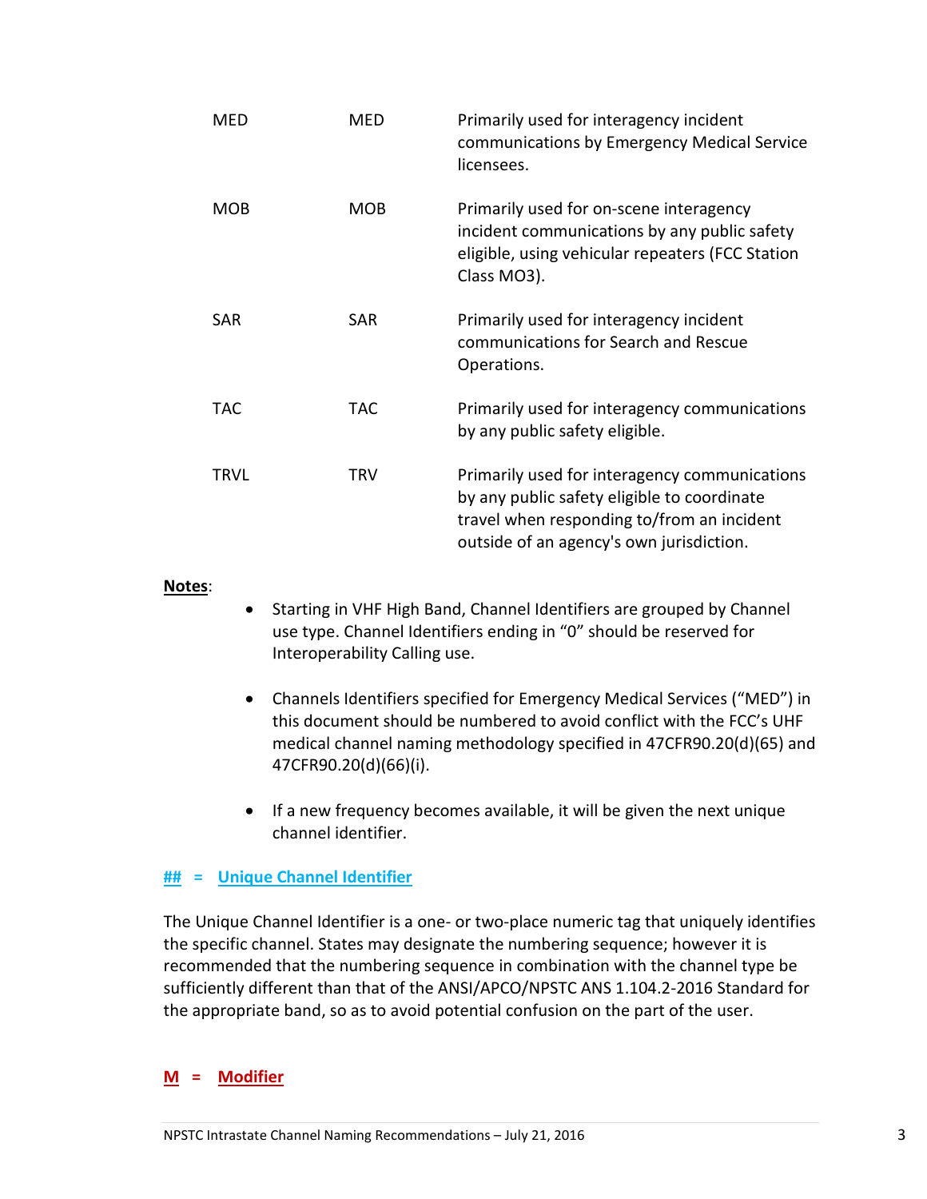| | | |
|---|---|---|
| MED | MED | Primarily used for interagency incident communications by Emergency Medical Service licensees. |
| MOB | MOB | Primarily used for on-scene interagency incident communications by any public safety eligible, using vehicular repeaters (FCC Station Class MO3). |
| SAR | SAR | Primarily used for interagency incident communications for Search and Rescue Operations. |
| TAC | TAC | Primarily used for interagency communications by any public safety eligible. |
| TRVL | TRV | Primarily used for interagency communications by any public safety eligible to coordinate travel when responding to/from an incident outside of an agency's own jurisdiction. |

**Notes**:

- Starting in VHF High Band, Channel Identifiers are grouped by Channel use type. Channel Identifiers ending in "0" should be reserved for Interoperability Calling use.
- Channels Identifiers specified for Emergency Medical Services ("MED") in this document should be numbered to avoid conflict with the FCC's UHF medical channel naming methodology specified in 47CFR90.20(d)(65) and 47CFR90.20(d)(66)(i).
- If a new frequency becomes available, it will be given the next unique channel identifier.

## ## = Unique Channel Identifier

The Unique Channel Identifier is a one- or two-place numeric tag that uniquely identifies the specific channel. States may designate the numbering sequence; however it is recommended that the numbering sequence in combination with the channel type be sufficiently different than that of the ANSI/APCO/NPSTC ANS 1.104.2-2016 Standard for the appropriate band, so as to avoid potential confusion on the part of the user.

## M = Modifier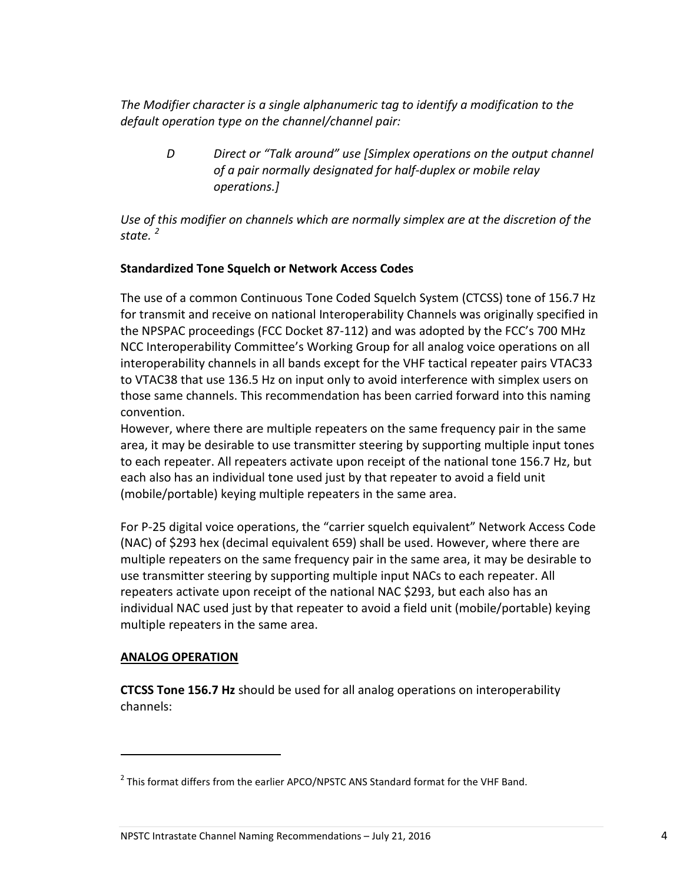*The Modifier character is a single alphanumeric tag to identify a modification to the default operation type on the channel/channel pair:*

> *D Direct or "Talk around" use [Simplex operations on the output channel of a pair normally designated for half-duplex or mobile relay operations.]*

*Use of this modifier on channels which are normally simplex are at the discretion of the state.* [2]

**Standardized Tone Squelch or Network Access Codes**

The use of a common Continuous Tone Coded Squelch System (CTCSS) tone of 156.7 Hz for transmit and receive on national Interoperability Channels was originally specified in the NPSPAC proceedings (FCC Docket 87-112) and was adopted by the FCC's 700 MHz NCC Interoperability Committee's Working Group for all analog voice operations on all interoperability channels in all bands except for the VHF tactical repeater pairs VTAC33 to VTAC38 that use 136.5 Hz on input only to avoid interference with simplex users on those same channels. This recommendation has been carried forward into this naming convention.

However, where there are multiple repeaters on the same frequency pair in the same area, it may be desirable to use transmitter steering by supporting multiple input tones to each repeater. All repeaters activate upon receipt of the national tone 156.7 Hz, but each also has an individual tone used just by that repeater to avoid a field unit (mobile/portable) keying multiple repeaters in the same area.

For P-25 digital voice operations, the "carrier squelch equivalent" Network Access Code (NAC) of $293 hex (decimal equivalent 659) shall be used. However, where there are multiple repeaters on the same frequency pair in the same area, it may be desirable to use transmitter steering by supporting multiple input NACs to each repeater. All repeaters activate upon receipt of the national NAC $293, but each also has an individual NAC used just by that repeater to avoid a field unit (mobile/portable) keying multiple repeaters in the same area.

**ANALOG OPERATION**

**CTCSS Tone 156.7 Hz** should be used for all analog operations on interoperability channels:

---

[2] This format differs from the earlier APCO/NPSTC ANS Standard format for the VHF Band.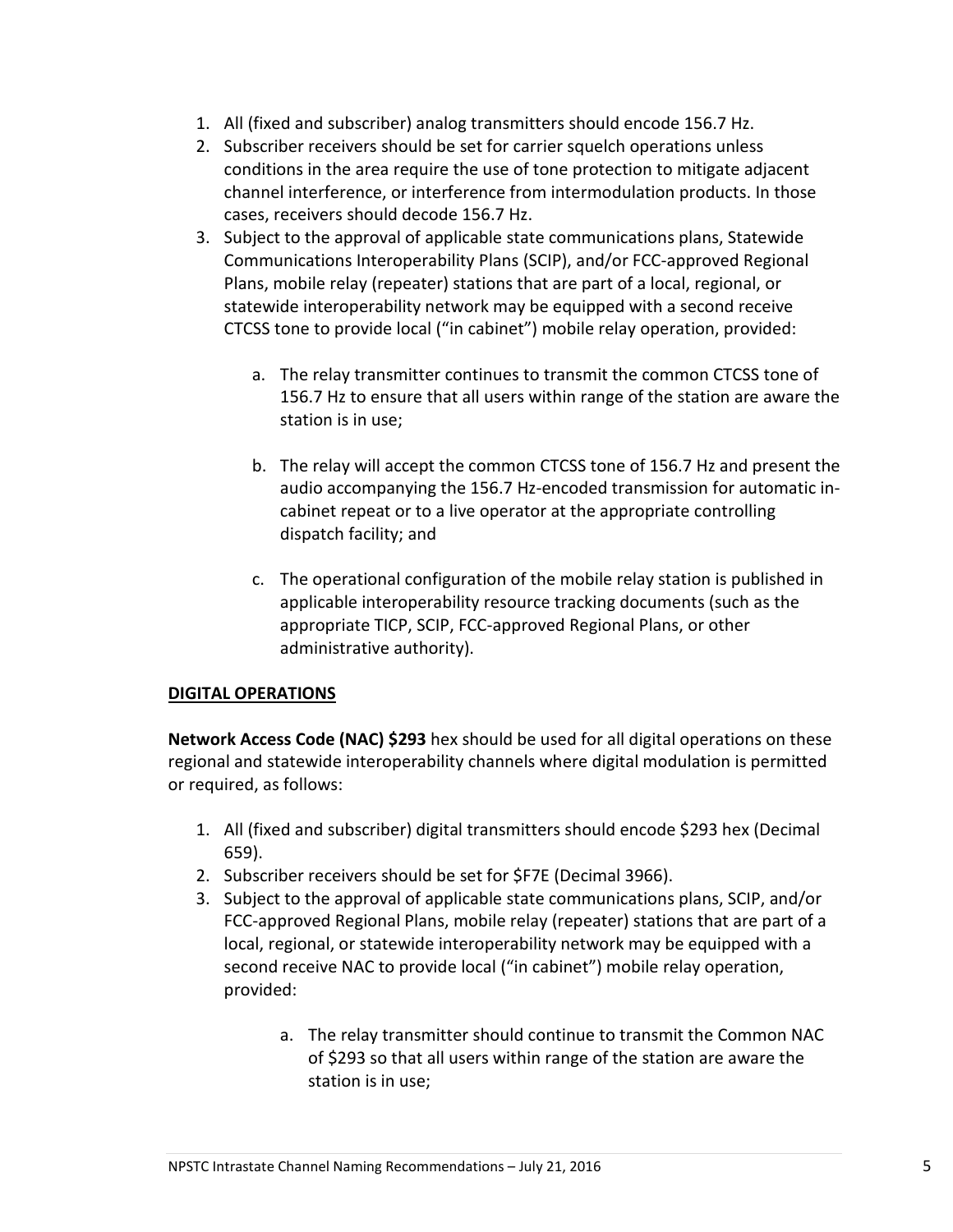1. All (fixed and subscriber) analog transmitters should encode 156.7 Hz.
2. Subscriber receivers should be set for carrier squelch operations unless conditions in the area require the use of tone protection to mitigate adjacent channel interference, or interference from intermodulation products. In those cases, receivers should decode 156.7 Hz.
3. Subject to the approval of applicable state communications plans, Statewide Communications Interoperability Plans (SCIP), and/or FCC-approved Regional Plans, mobile relay (repeater) stations that are part of a local, regional, or statewide interoperability network may be equipped with a second receive CTCSS tone to provide local ("in cabinet") mobile relay operation, provided:

    a. The relay transmitter continues to transmit the common CTCSS tone of 156.7 Hz to ensure that all users within range of the station are aware the station is in use;

    b. The relay will accept the common CTCSS tone of 156.7 Hz and present the audio accompanying the 156.7 Hz-encoded transmission for automatic in-cabinet repeat or to a live operator at the appropriate controlling dispatch facility; and

    c. The operational configuration of the mobile relay station is published in applicable interoperability resource tracking documents (such as the appropriate TICP, SCIP, FCC-approved Regional Plans, or other administrative authority).

**DIGITAL OPERATIONS**

**Network Access Code (NAC) $293** hex should be used for all digital operations on these regional and statewide interoperability channels where digital modulation is permitted or required, as follows:

1. All (fixed and subscriber) digital transmitters should encode $293 hex (Decimal 659).
2. Subscriber receivers should be set for $F7E (Decimal 3966).
3. Subject to the approval of applicable state communications plans, SCIP, and/or FCC-approved Regional Plans, mobile relay (repeater) stations that are part of a local, regional, or statewide interoperability network may be equipped with a second receive NAC to provide local ("in cabinet") mobile relay operation, provided:

    a. The relay transmitter should continue to transmit the Common NAC of $293 so that all users within range of the station are aware the station is in use;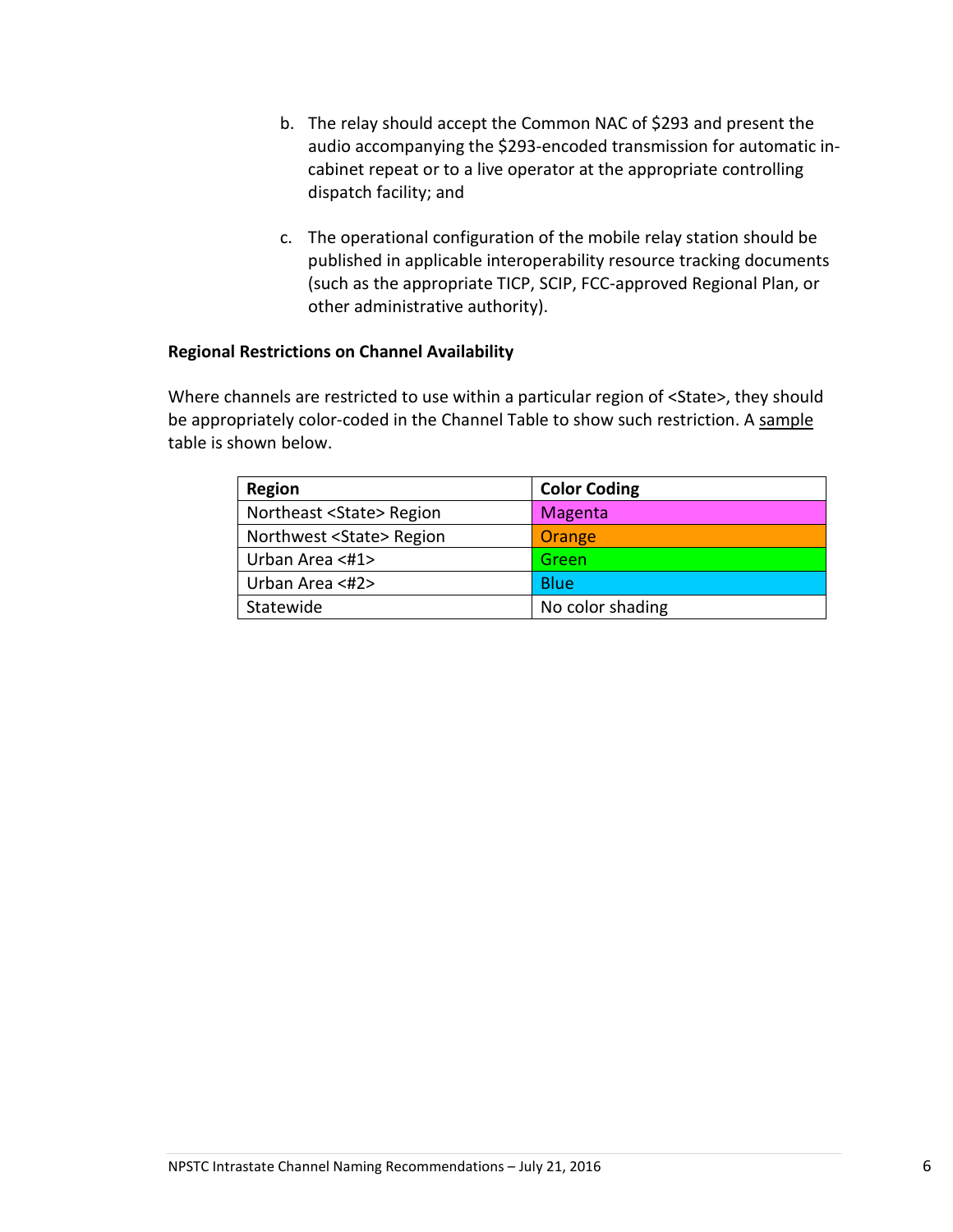b. The relay should accept the Common NAC of $293 and present the audio accompanying the $293-encoded transmission for automatic in-cabinet repeat or to a live operator at the appropriate controlling dispatch facility; and

c. The operational configuration of the mobile relay station should be published in applicable interoperability resource tracking documents (such as the appropriate TICP, SCIP, FCC-approved Regional Plan, or other administrative authority).

**Regional Restrictions on Channel Availability**

Where channels are restricted to use within a particular region of <State>, they should be appropriately color-coded in the Channel Table to show such restriction. A sample table is shown below.

| Region | Color Coding |
| --- | --- |
| Northeast <State> Region | Magenta |
| Northwest <State> Region | Orange |
| Urban Area <#1> | Green |
| Urban Area <#2> | Blue |
| Statewide | No color shading |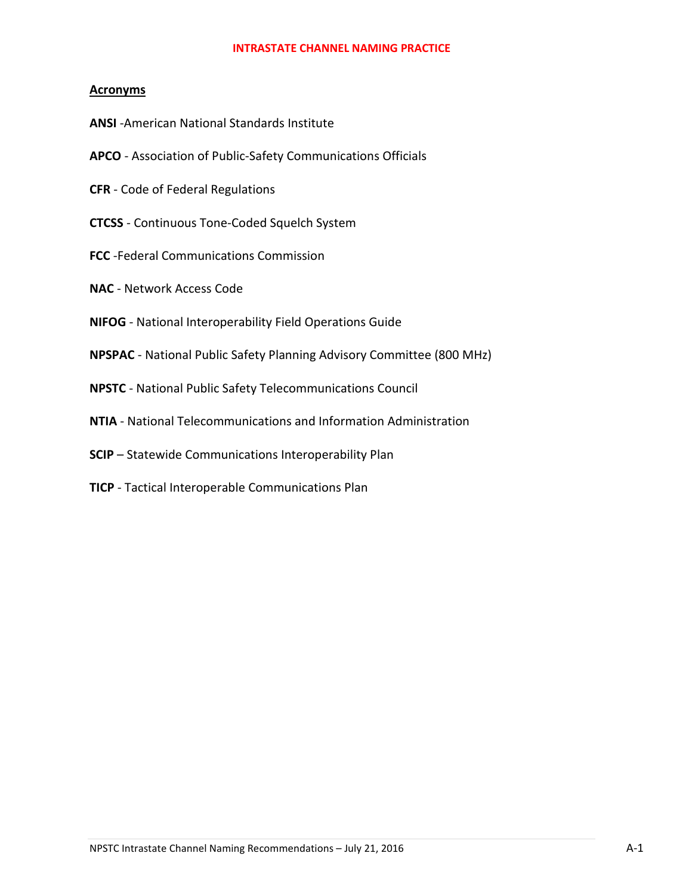## Acronyms

**ANSI** -American National Standards Institute

**APCO** - Association of Public-Safety Communications Officials

**CFR** - Code of Federal Regulations

**CTCSS** - Continuous Tone-Coded Squelch System

**FCC** -Federal Communications Commission

**NAC** - Network Access Code

**NIFOG** - National Interoperability Field Operations Guide

**NPSPAC** - National Public Safety Planning Advisory Committee (800 MHz)

**NPSTC** - National Public Safety Telecommunications Council

**NTIA** - National Telecommunications and Information Administration

**SCIP** – Statewide Communications Interoperability Plan

**TICP** - Tactical Interoperable Communications Plan